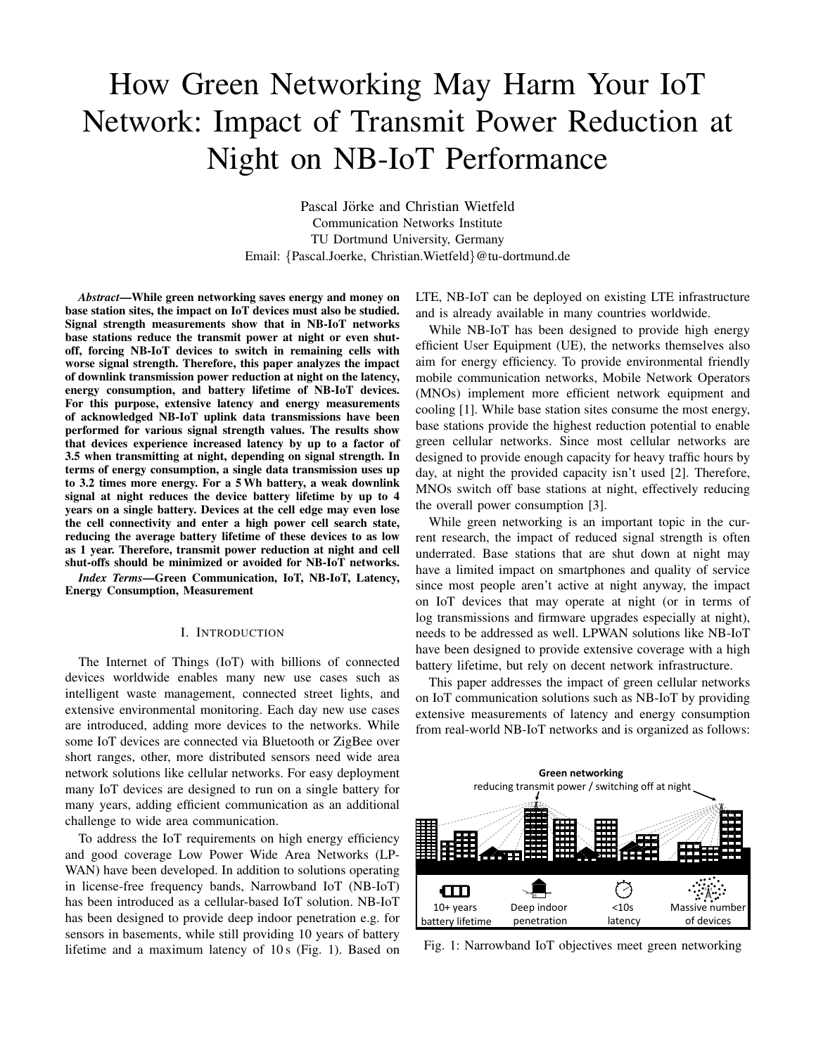# How Green Networking May Harm Your IoT Network: Impact of Transmit Power Reduction at Night on NB-IoT Performance

Pascal Jörke and Christian Wietfeld
Communication Networks Institute
TU Dortmund University, Germany
Email: {Pascal.Joerke, Christian.Wietfeld}@tu-dortmund.de

***Abstract*—While green networking saves energy and money on base station sites, the impact on IoT devices must also be studied. Signal strength measurements show that in NB-IoT networks base stations reduce the transmit power at night or even shut-off, forcing NB-IoT devices to switch in remaining cells with worse signal strength. Therefore, this paper analyzes the impact of downlink transmission power reduction at night on the latency, energy consumption, and battery lifetime of NB-IoT devices. For this purpose, extensive latency and energy measurements of acknowledged NB-IoT uplink data transmissions have been performed for various signal strength values. The results show that devices experience increased latency by up to a factor of 3.5 when transmitting at night, depending on signal strength. In terms of energy consumption, a single data transmission uses up to 3.2 times more energy. For a 5 Wh battery, a weak downlink signal at night reduces the device battery lifetime by up to 4 years on a single battery. Devices at the cell edge may even lose the cell connectivity and enter a high power cell search state, reducing the average battery lifetime of these devices to as low as 1 year. Therefore, transmit power reduction at night and cell shut-offs should be minimized or avoided for NB-IoT networks.**

***Index Terms*—Green Communication, IoT, NB-IoT, Latency, Energy Consumption, Measurement**

## I. Introduction

The Internet of Things (IoT) with billions of connected devices worldwide enables many new use cases such as intelligent waste management, connected street lights, and extensive environmental monitoring. Each day new use cases are introduced, adding more devices to the networks. While some IoT devices are connected via Bluetooth or ZigBee over short ranges, other, more distributed sensors need wide area network solutions like cellular networks. For easy deployment many IoT devices are designed to run on a single battery for many years, adding efficient communication as an additional challenge to wide area communication.

To address the IoT requirements on high energy efficiency and good coverage Low Power Wide Area Networks (LPWAN) have been developed. In addition to solutions operating in license-free frequency bands, Narrowband IoT (NB-IoT) has been introduced as a cellular-based IoT solution. NB-IoT has been designed to provide deep indoor penetration e.g. for sensors in basements, while still providing 10 years of battery lifetime and a maximum latency of 10 s (Fig. 1). Based on LTE, NB-IoT can be deployed on existing LTE infrastructure and is already available in many countries worldwide.

While NB-IoT has been designed to provide high energy efficient User Equipment (UE), the networks themselves also aim for energy efficiency. To provide environmental friendly mobile communication networks, Mobile Network Operators (MNOs) implement more efficient network equipment and cooling [1]. While base station sites consume the most energy, base stations provide the highest reduction potential to enable green cellular networks. Since most cellular networks are designed to provide enough capacity for heavy traffic hours by day, at night the provided capacity isn't used [2]. Therefore, MNOs switch off base stations at night, effectively reducing the overall power consumption [3].

While green networking is an important topic in the current research, the impact of reduced signal strength is often underrated. Base stations that are shut down at night may have a limited impact on smartphones and quality of service since most people aren't active at night anyway, the impact on IoT devices that may operate at night (or in terms of log transmissions and firmware upgrades especially at night), needs to be addressed as well. LPWAN solutions like NB-IoT have been designed to provide extensive coverage with a high battery lifetime, but rely on decent network infrastructure.

This paper addresses the impact of green cellular networks on IoT communication solutions such as NB-IoT by providing extensive measurements of latency and energy consumption from real-world NB-IoT networks and is organized as follows:

Fig. 1: Narrowband IoT objectives meet green networking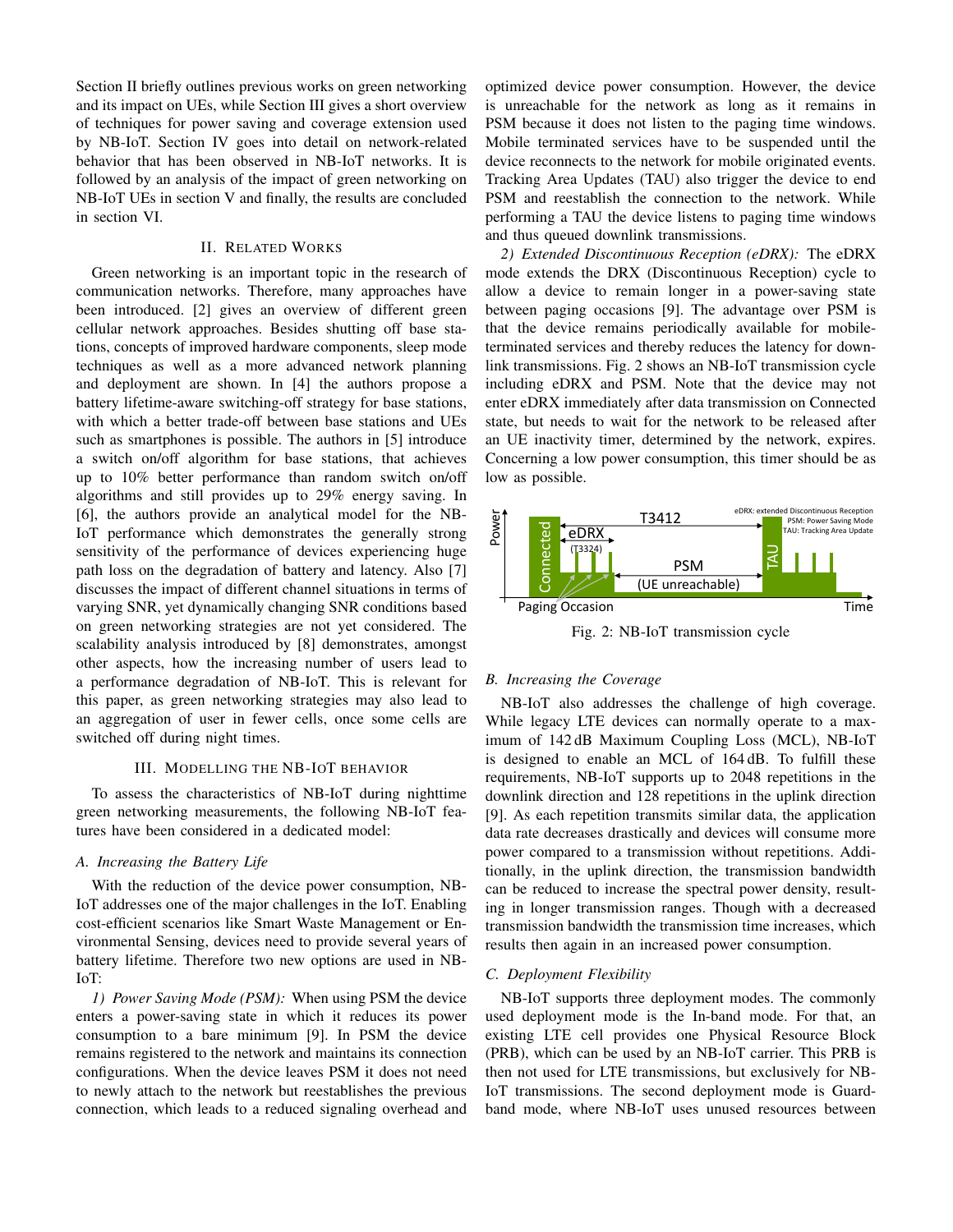Section II briefly outlines previous works on green networking and its impact on UEs, while Section III gives a short overview of techniques for power saving and coverage extension used by NB-IoT. Section IV goes into detail on network-related behavior that has been observed in NB-IoT networks. It is followed by an analysis of the impact of green networking on NB-IoT UEs in section V and finally, the results are concluded in section VI.

## II. Related Works

Green networking is an important topic in the research of communication networks. Therefore, many approaches have been introduced. [2] gives an overview of different green cellular network approaches. Besides shutting off base stations, concepts of improved hardware components, sleep mode techniques as well as a more advanced network planning and deployment are shown. In [4] the authors propose a battery lifetime-aware switching-off strategy for base stations, with which a better trade-off between base stations and UEs such as smartphones is possible. The authors in [5] introduce a switch on/off algorithm for base stations, that achieves up to 10% better performance than random switch on/off algorithms and still provides up to 29% energy saving. In [6], the authors provide an analytical model for the NB-IoT performance which demonstrates the generally strong sensitivity of the performance of devices experiencing huge path loss on the degradation of battery and latency. Also [7] discusses the impact of different channel situations in terms of varying SNR, yet dynamically changing SNR conditions based on green networking strategies are not yet considered. The scalability analysis introduced by [8] demonstrates, amongst other aspects, how the increasing number of users lead to a performance degradation of NB-IoT. This is relevant for this paper, as green networking strategies may also lead to an aggregation of user in fewer cells, once some cells are switched off during night times.

## III. Modelling the NB-IoT behavior

To assess the characteristics of NB-IoT during nighttime green networking measurements, the following NB-IoT features have been considered in a dedicated model:

### A. Increasing the Battery Life

With the reduction of the device power consumption, NB-IoT addresses one of the major challenges in the IoT. Enabling cost-efficient scenarios like Smart Waste Management or Environmental Sensing, devices need to provide several years of battery lifetime. Therefore two new options are used in NB-IoT:

*1) Power Saving Mode (PSM):* When using PSM the device enters a power-saving state in which it reduces its power consumption to a bare minimum [9]. In PSM the device remains registered to the network and maintains its connection configurations. When the device leaves PSM it does not need to newly attach to the network but reestablishes the previous connection, which leads to a reduced signaling overhead and optimized device power consumption. However, the device is unreachable for the network as long as it remains in PSM because it does not listen to the paging time windows. Mobile terminated services have to be suspended until the device reconnects to the network for mobile originated events. Tracking Area Updates (TAU) also trigger the device to end PSM and reestablish the connection to the network. While performing a TAU the device listens to paging time windows and thus queued downlink transmissions.

*2) Extended Discontinuous Reception (eDRX):* The eDRX mode extends the DRX (Discontinuous Reception) cycle to allow a device to remain longer in a power-saving state between paging occasions [9]. The advantage over PSM is that the device remains periodically available for mobile-terminated services and thereby reduces the latency for downlink transmissions. Fig. 2 shows an NB-IoT transmission cycle including eDRX and PSM. Note that the device may not enter eDRX immediately after data transmission on Connected state, but needs to wait for the network to be released after an UE inactivity timer, determined by the network, expires. Concerning a low power consumption, this timer should be as low as possible.

Fig. 2: NB-IoT transmission cycle

### B. Increasing the Coverage

NB-IoT also addresses the challenge of high coverage. While legacy LTE devices can normally operate to a maximum of 142 dB Maximum Coupling Loss (MCL), NB-IoT is designed to enable an MCL of 164 dB. To fulfill these requirements, NB-IoT supports up to 2048 repetitions in the downlink direction and 128 repetitions in the uplink direction [9]. As each repetition transmits similar data, the application data rate decreases drastically and devices will consume more power compared to a transmission without repetitions. Additionally, in the uplink direction, the transmission bandwidth can be reduced to increase the spectral power density, resulting in longer transmission ranges. Though with a decreased transmission bandwidth the transmission time increases, which results then again in an increased power consumption.

### C. Deployment Flexibility

NB-IoT supports three deployment modes. The commonly used deployment mode is the In-band mode. For that, an existing LTE cell provides one Physical Resource Block (PRB), which can be used by an NB-IoT carrier. This PRB is then not used for LTE transmissions, but exclusively for NB-IoT transmissions. The second deployment mode is Guard-band mode, where NB-IoT uses unused resources between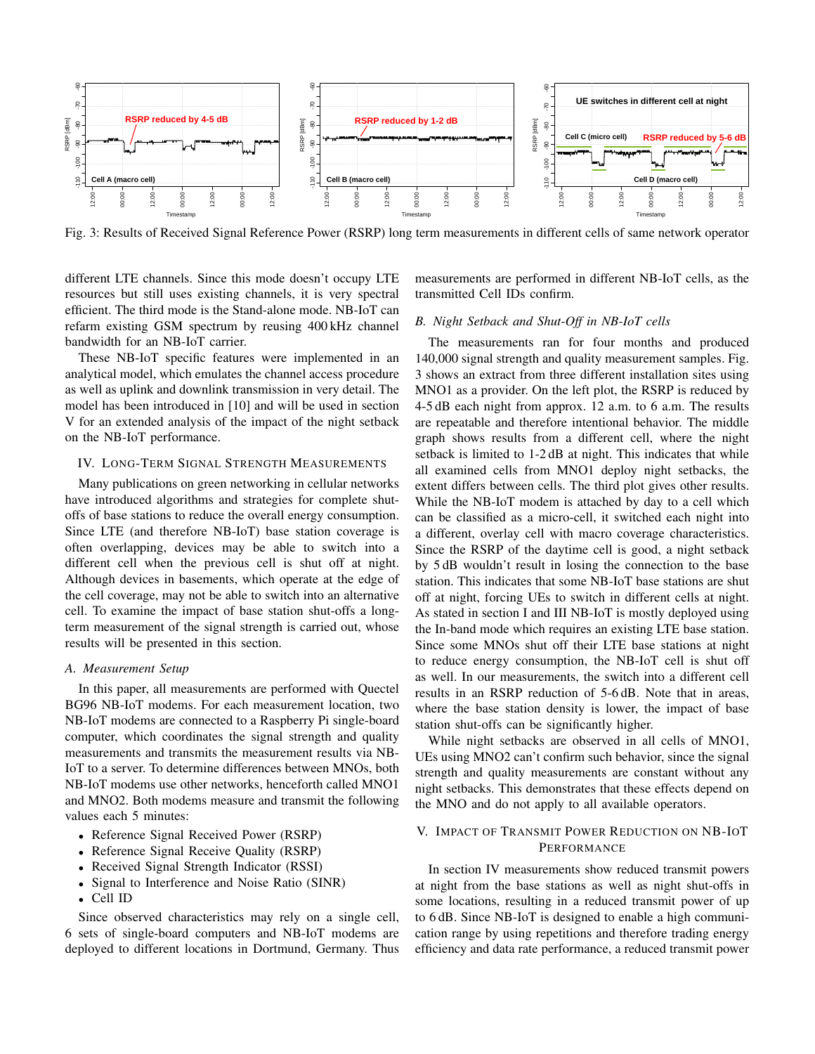Fig. 3: Results of Received Signal Reference Power (RSRP) long term measurements in different cells of same network operator

different LTE channels. Since this mode doesn't occupy LTE resources but still uses existing channels, it is very spectral efficient. The third mode is the Stand-alone mode. NB-IoT can refarm existing GSM spectrum by reusing 400 kHz channel bandwidth for an NB-IoT carrier.

These NB-IoT specific features were implemented in an analytical model, which emulates the channel access procedure as well as uplink and downlink transmission in very detail. The model has been introduced in [10] and will be used in section V for an extended analysis of the impact of the night setback on the NB-IoT performance.

## IV. Long-Term Signal Strength Measurements

Many publications on green networking in cellular networks have introduced algorithms and strategies for complete shut-offs of base stations to reduce the overall energy consumption. Since LTE (and therefore NB-IoT) base station coverage is often overlapping, devices may be able to switch into a different cell when the previous cell is shut off at night. Although devices in basements, which operate at the edge of the cell coverage, may not be able to switch into an alternative cell. To examine the impact of base station shut-offs a long-term measurement of the signal strength is carried out, whose results will be presented in this section.

### *A. Measurement Setup*

In this paper, all measurements are performed with Quectel BG96 NB-IoT modems. For each measurement location, two NB-IoT modems are connected to a Raspberry Pi single-board computer, which coordinates the signal strength and quality measurements and transmits the measurement results via NB-IoT to a server. To determine differences between MNOs, both NB-IoT modems use other networks, henceforth called MNO1 and MNO2. Both modems measure and transmit the following values each 5 minutes:

- Reference Signal Received Power (RSRP)
- Reference Signal Receive Quality (RSRP)
- Received Signal Strength Indicator (RSSI)
- Signal to Interference and Noise Ratio (SINR)
- Cell ID

Since observed characteristics may rely on a single cell, 6 sets of single-board computers and NB-IoT modems are deployed to different locations in Dortmund, Germany. Thus measurements are performed in different NB-IoT cells, as the transmitted Cell IDs confirm.

### *B. Night Setback and Shut-Off in NB-IoT cells*

The measurements ran for four months and produced 140,000 signal strength and quality measurement samples. Fig. 3 shows an extract from three different installation sites using MNO1 as a provider. On the left plot, the RSRP is reduced by 4-5 dB each night from approx. 12 a.m. to 6 a.m. The results are repeatable and therefore intentional behavior. The middle graph shows results from a different cell, where the night setback is limited to 1-2 dB at night. This indicates that while all examined cells from MNO1 deploy night setbacks, the extent differs between cells. The third plot gives other results. While the NB-IoT modem is attached by day to a cell which can be classified as a micro-cell, it switched each night into a different, overlay cell with macro coverage characteristics. Since the RSRP of the daytime cell is good, a night setback by 5 dB wouldn't result in losing the connection to the base station. This indicates that some NB-IoT base stations are shut off at night, forcing UEs to switch in different cells at night. As stated in section I and III NB-IoT is mostly deployed using the In-band mode which requires an existing LTE base station. Since some MNOs shut off their LTE base stations at night to reduce energy consumption, the NB-IoT cell is shut off as well. In our measurements, the switch into a different cell results in an RSRP reduction of 5-6 dB. Note that in areas, where the base station density is lower, the impact of base station shut-offs can be significantly higher.

While night setbacks are observed in all cells of MNO1, UEs using MNO2 can't confirm such behavior, since the signal strength and quality measurements are constant without any night setbacks. This demonstrates that these effects depend on the MNO and do not apply to all available operators.

## V. Impact of Transmit Power Reduction on NB-IoT Performance

In section IV measurements show reduced transmit powers at night from the base stations as well as night shut-offs in some locations, resulting in a reduced transmit power of up to 6 dB. Since NB-IoT is designed to enable a high communication range by using repetitions and therefore trading energy efficiency and data rate performance, a reduced transmit power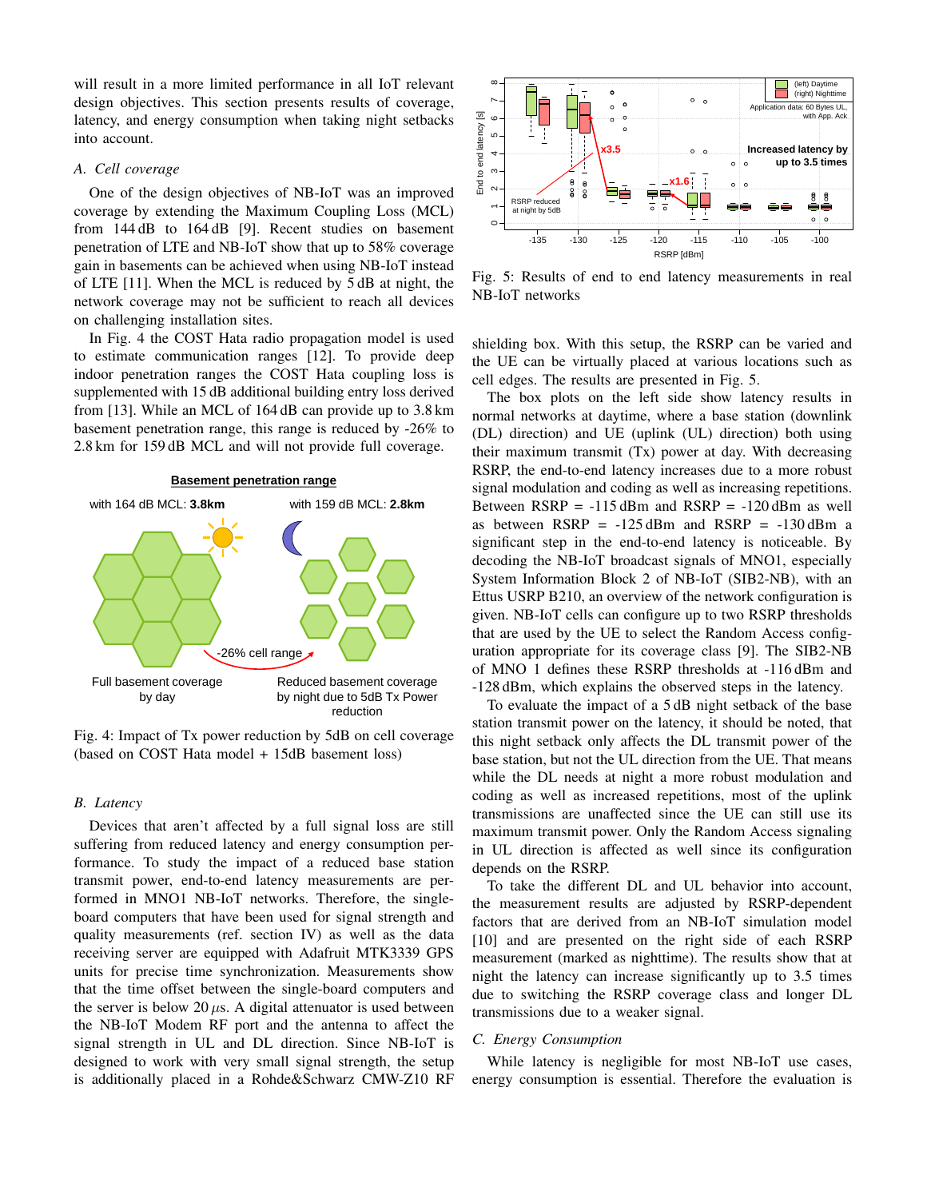will result in a more limited performance in all IoT relevant design objectives. This section presents results of coverage, latency, and energy consumption when taking night setbacks into account.

### A. Cell coverage

One of the design objectives of NB-IoT was an improved coverage by extending the Maximum Coupling Loss (MCL) from 144 dB to 164 dB [9]. Recent studies on basement penetration of LTE and NB-IoT show that up to 58% coverage gain in basements can be achieved when using NB-IoT instead of LTE [11]. When the MCL is reduced by 5 dB at night, the network coverage may not be sufficient to reach all devices on challenging installation sites.

In Fig. 4 the COST Hata radio propagation model is used to estimate communication ranges [12]. To provide deep indoor penetration ranges the COST Hata coupling loss is supplemented with 15 dB additional building entry loss derived from [13]. While an MCL of 164 dB can provide up to 3.8 km basement penetration range, this range is reduced by -26% to 2.8 km for 159 dB MCL and will not provide full coverage.

Fig. 4: Impact of Tx power reduction by 5dB on cell coverage (based on COST Hata model + 15dB basement loss)

### B. Latency

Devices that aren't affected by a full signal loss are still suffering from reduced latency and energy consumption performance. To study the impact of a reduced base station transmit power, end-to-end latency measurements are performed in MNO1 NB-IoT networks. Therefore, the single-board computers that have been used for signal strength and quality measurements (ref. section IV) as well as the data receiving server are equipped with Adafruit MTK3339 GPS units for precise time synchronization. Measurements show that the time offset between the single-board computers and the server is below 20 $\mu$s. A digital attenuator is used between the NB-IoT Modem RF port and the antenna to affect the signal strength in UL and DL direction. Since NB-IoT is designed to work with very small signal strength, the setup is additionally placed in a Rohde&Schwarz CMW-Z10 RF shielding box. With this setup, the RSRP can be varied and the UE can be virtually placed at various locations such as cell edges. The results are presented in Fig. 5.

Fig. 5: Results of end to end latency measurements in real NB-IoT networks

The box plots on the left side show latency results in normal networks at daytime, where a base station (downlink (DL) direction) and UE (uplink (UL) direction) both using their maximum transmit (Tx) power at day. With decreasing RSRP, the end-to-end latency increases due to a more robust signal modulation and coding as well as increasing repetitions. Between RSRP = -115 dBm and RSRP = -120 dBm as well as between RSRP = -125 dBm and RSRP = -130 dBm a significant step in the end-to-end latency is noticeable. By decoding the NB-IoT broadcast signals of MNO1, especially System Information Block 2 of NB-IoT (SIB2-NB), with an Ettus USRP B210, an overview of the network configuration is given. NB-IoT cells can configure up to two RSRP thresholds that are used by the UE to select the Random Access configuration appropriate for its coverage class [9]. The SIB2-NB of MNO 1 defines these RSRP thresholds at -116 dBm and -128 dBm, which explains the observed steps in the latency.

To evaluate the impact of a 5 dB night setback of the base station transmit power on the latency, it should be noted, that this night setback only affects the DL transmit power of the base station, but not the UL direction from the UE. That means while the DL needs at night a more robust modulation and coding as well as increased repetitions, most of the uplink transmissions are unaffected since the UE can still use its maximum transmit power. Only the Random Access signaling in UL direction is affected as well since its configuration depends on the RSRP.

To take the different DL and UL behavior into account, the measurement results are adjusted by RSRP-dependent factors that are derived from an NB-IoT simulation model [10] and are presented on the right side of each RSRP measurement (marked as nighttime). The results show that at night the latency can increase significantly up to 3.5 times due to switching the RSRP coverage class and longer DL transmissions due to a weaker signal.

### C. Energy Consumption

While latency is negligible for most NB-IoT use cases, energy consumption is essential. Therefore the evaluation is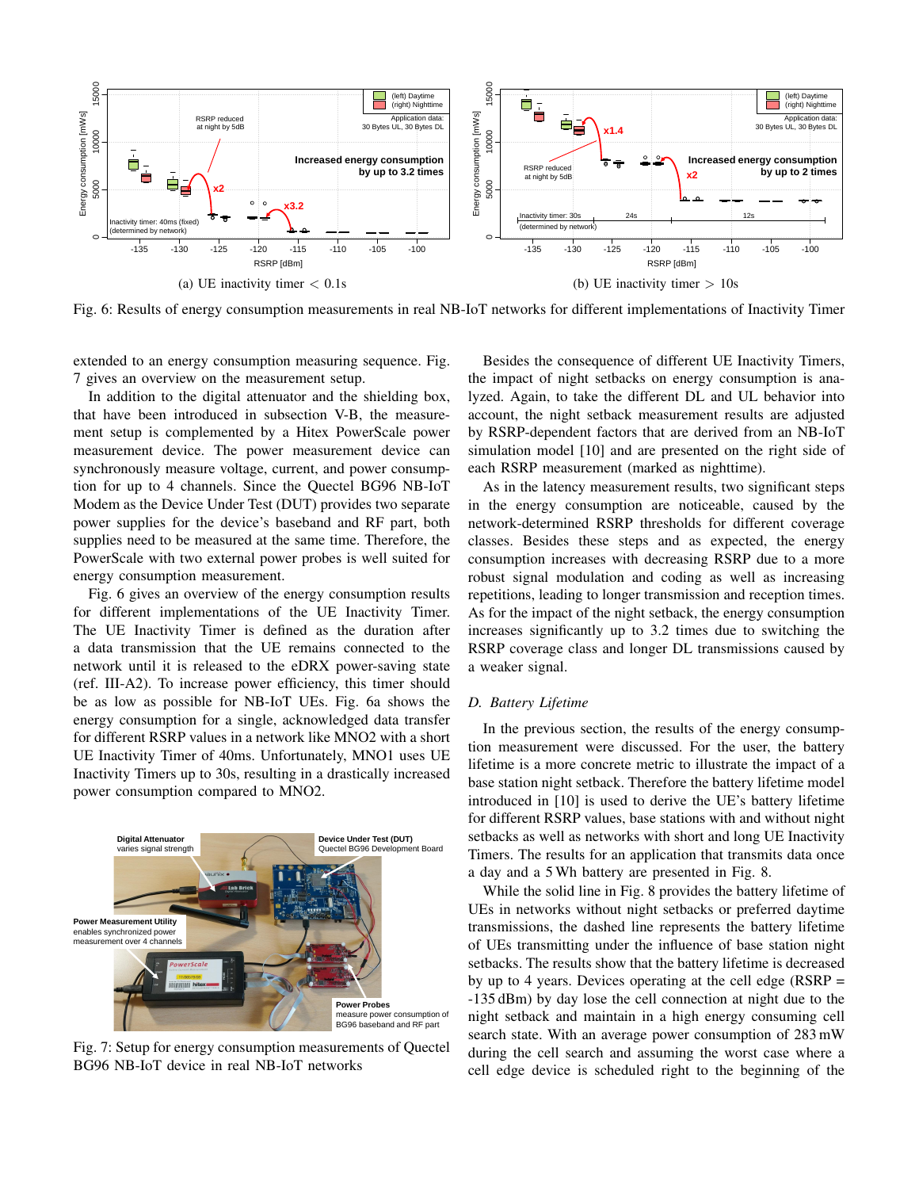(a) UE inactivity timer < 0.1s

(b) UE inactivity timer > 10s

Fig. 6: Results of energy consumption measurements in real NB-IoT networks for different implementations of Inactivity Timer

extended to an energy consumption measuring sequence. Fig. 7 gives an overview on the measurement setup.

In addition to the digital attenuator and the shielding box, that have been introduced in subsection V-B, the measurement setup is complemented by a Hitex PowerScale power measurement device. The power measurement device can synchronously measure voltage, current, and power consumption for up to 4 channels. Since the Quectel BG96 NB-IoT Modem as the Device Under Test (DUT) provides two separate power supplies for the device's baseband and RF part, both supplies need to be measured at the same time. Therefore, the PowerScale with two external power probes is well suited for energy consumption measurement.

Fig. 6 gives an overview of the energy consumption results for different implementations of the UE Inactivity Timer. The UE Inactivity Timer is defined as the duration after a data transmission that the UE remains connected to the network until it is released to the eDRX power-saving state (ref. III-A2). To increase power efficiency, this timer should be as low as possible for NB-IoT UEs. Fig. 6a shows the energy consumption for a single, acknowledged data transfer for different RSRP values in a network like MNO2 with a short UE Inactivity Timer of 40ms. Unfortunately, MNO1 uses UE Inactivity Timers up to 30s, resulting in a drastically increased power consumption compared to MNO2.

Fig. 7: Setup for energy consumption measurements of Quectel BG96 NB-IoT device in real NB-IoT networks

Besides the consequence of different UE Inactivity Timers, the impact of night setbacks on energy consumption is analyzed. Again, to take the different DL and UL behavior into account, the night setback measurement results are adjusted by RSRP-dependent factors that are derived from an NB-IoT simulation model [10] and are presented on the right side of each RSRP measurement (marked as nighttime).

As in the latency measurement results, two significant steps in the energy consumption are noticeable, caused by the network-determined RSRP thresholds for different coverage classes. Besides these steps and as expected, the energy consumption increases with decreasing RSRP due to a more robust signal modulation and coding as well as increasing repetitions, leading to longer transmission and reception times. As for the impact of the night setback, the energy consumption increases significantly up to 3.2 times due to switching the RSRP coverage class and longer DL transmissions caused by a weaker signal.

### D. Battery Lifetime

In the previous section, the results of the energy consumption measurement were discussed. For the user, the battery lifetime is a more concrete metric to illustrate the impact of a base station night setback. Therefore the battery lifetime model introduced in [10] is used to derive the UE's battery lifetime for different RSRP values, base stations with and without night setbacks as well as networks with short and long UE Inactivity Timers. The results for an application that transmits data once a day and a 5 Wh battery are presented in Fig. 8.

While the solid line in Fig. 8 provides the battery lifetime of UEs in networks without night setbacks or preferred daytime transmissions, the dashed line represents the battery lifetime of UEs transmitting under the influence of base station night setbacks. The results show that the battery lifetime is decreased by up to 4 years. Devices operating at the cell edge (RSRP = -135 dBm) by day lose the cell connection at night due to the night setback and maintain in a high energy consuming cell search state. With an average power consumption of 283 mW during the cell search and assuming the worst case where a cell edge device is scheduled right to the beginning of the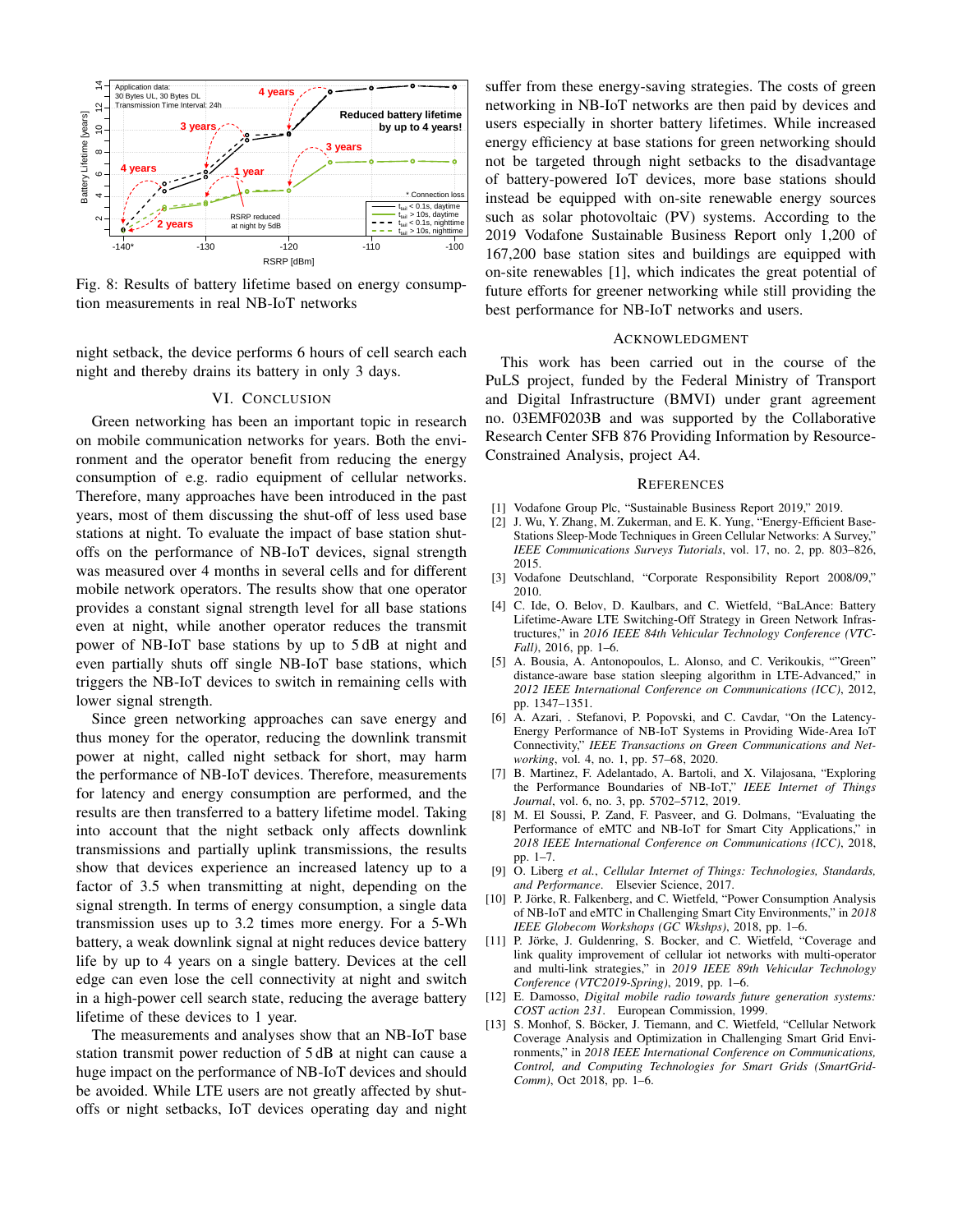Application data:
30 Bytes UL, 30 Bytes DL
Transmission Time Interval: 24h

Battery Lifetime [years]

RSRP [dBm]

-140* -130 -120 -110 -100

2 4 6 8 10 12 14

4 years
3 years
4 years
2 years
1 year
3 years
4 years

Reduced battery lifetime by up to 4 years!

RSRP reduced at night by 5dB

* Connection loss

$t_{tail}$ < 0.1s, daytime
$t_{tail}$ > 10s, daytime
$t_{tail}$ < 0.1s, nighttime
$t_{tail}$ > 10s, nighttime

Fig. 8: Results of battery lifetime based on energy consumption measurements in real NB-IoT networks

night setback, the device performs 6 hours of cell search each night and thereby drains its battery in only 3 days.

## VI. Conclusion

Green networking has been an important topic in research on mobile communication networks for years. Both the environment and the operator benefit from reducing the energy consumption of e.g. radio equipment of cellular networks. Therefore, many approaches have been introduced in the past years, most of them discussing the shut-off of less used base stations at night. To evaluate the impact of base station shut-offs on the performance of NB-IoT devices, signal strength was measured over 4 months in several cells and for different mobile network operators. The results show that one operator provides a constant signal strength level for all base stations even at night, while another operator reduces the transmit power of NB-IoT base stations by up to 5 dB at night and even partially shuts off single NB-IoT base stations, which triggers the NB-IoT devices to switch in remaining cells with lower signal strength.

Since green networking approaches can save energy and thus money for the operator, reducing the downlink transmit power at night, called night setback for short, may harm the performance of NB-IoT devices. Therefore, measurements for latency and energy consumption are performed, and the results are then transferred to a battery lifetime model. Taking into account that the night setback only affects downlink transmissions and partially uplink transmissions, the results show that devices experience an increased latency up to a factor of 3.5 when transmitting at night, depending on the signal strength. In terms of energy consumption, a single data transmission uses up to 3.2 times more energy. For a 5-Wh battery, a weak downlink signal at night reduces device battery life by up to 4 years on a single battery. Devices at the cell edge can even lose the cell connectivity at night and switch in a high-power cell search state, reducing the average battery lifetime of these devices to 1 year.

The measurements and analyses show that an NB-IoT base station transmit power reduction of 5 dB at night can cause a huge impact on the performance of NB-IoT devices and should be avoided. While LTE users are not greatly affected by shut-offs or night setbacks, IoT devices operating day and night suffer from these energy-saving strategies. The costs of green networking in NB-IoT networks are then paid by devices and users especially in shorter battery lifetimes. While increased energy efficiency at base stations for green networking should not be targeted through night setbacks to the disadvantage of battery-powered IoT devices, more base stations should instead be equipped with on-site renewable energy sources such as solar photovoltaic (PV) systems. According to the 2019 Vodafone Sustainable Business Report only 1,200 of 167,200 base station sites and buildings are equipped with on-site renewables [1], which indicates the great potential of future efforts for greener networking while still providing the best performance for NB-IoT networks and users.

## Acknowledgment

This work has been carried out in the course of the PuLS project, funded by the Federal Ministry of Transport and Digital Infrastructure (BMVI) under grant agreement no. 03EMF0203B and was supported by the Collaborative Research Center SFB 876 Providing Information by Resource-Constrained Analysis, project A4.

## References

[1] Vodafone Group Plc, "Sustainable Business Report 2019," 2019.

[2] J. Wu, Y. Zhang, M. Zukerman, and E. K. Yung, "Energy-Efficient Base-Stations Sleep-Mode Techniques in Green Cellular Networks: A Survey," *IEEE Communications Surveys Tutorials*, vol. 17, no. 2, pp. 803–826, 2015.

[3] Vodafone Deutschland, "Corporate Responsibility Report 2008/09," 2010.

[4] C. Ide, O. Belov, D. Kaulbars, and C. Wietfeld, "BaLAnce: Battery Lifetime-Aware LTE Switching-Off Strategy in Green Network Infrastructures," in *2016 IEEE 84th Vehicular Technology Conference (VTC-Fall)*, 2016, pp. 1–6.

[5] A. Bousia, A. Antonopoulos, L. Alonso, and C. Verikoukis, ""Green" distance-aware base station sleeping algorithm in LTE-Advanced," in *2012 IEEE International Conference on Communications (ICC)*, 2012, pp. 1347–1351.

[6] A. Azari, . Stefanovi, P. Popovski, and C. Cavdar, "On the Latency-Energy Performance of NB-IoT Systems in Providing Wide-Area IoT Connectivity," *IEEE Transactions on Green Communications and Networking*, vol. 4, no. 1, pp. 57–68, 2020.

[7] B. Martinez, F. Adelantado, A. Bartoli, and X. Vilajosana, "Exploring the Performance Boundaries of NB-IoT," *IEEE Internet of Things Journal*, vol. 6, no. 3, pp. 5702–5712, 2019.

[8] M. El Soussi, P. Zand, F. Pasveer, and G. Dolmans, "Evaluating the Performance of eMTC and NB-IoT for Smart City Applications," in *2018 IEEE International Conference on Communications (ICC)*, 2018, pp. 1–7.

[9] O. Liberg *et al.*, *Cellular Internet of Things: Technologies, Standards, and Performance*. Elsevier Science, 2017.

[10] P. Jörke, R. Falkenberg, and C. Wietfeld, "Power Consumption Analysis of NB-IoT and eMTC in Challenging Smart City Environments," in *2018 IEEE Globecom Workshops (GC Wkshps)*, 2018, pp. 1–6.

[11] P. Jörke, J. Guldenring, S. Bocker, and C. Wietfeld, "Coverage and link quality improvement of cellular iot networks with multi-operator and multi-link strategies," in *2019 IEEE 89th Vehicular Technology Conference (VTC2019-Spring)*, 2019, pp. 1–6.

[12] E. Damosso, *Digital mobile radio towards future generation systems: COST action 231*. European Commission, 1999.

[13] S. Monhof, S. Böcker, J. Tiemann, and C. Wietfeld, "Cellular Network Coverage Analysis and Optimization in Challenging Smart Grid Environments," in *2018 IEEE International Conference on Communications, Control, and Computing Technologies for Smart Grids (SmartGridComm)*, Oct 2018, pp. 1–6.